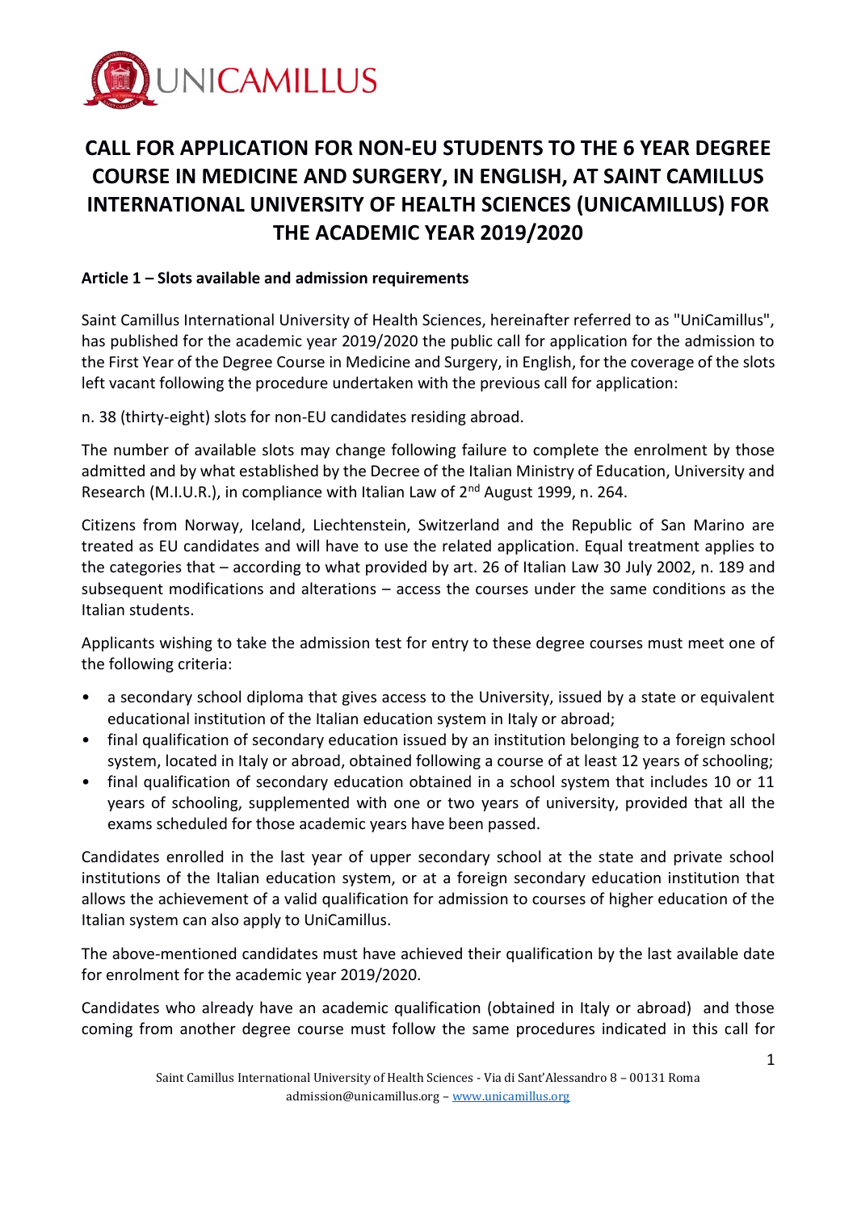# CALL FOR APPLICATION FOR NON-EU STUDENTS TO THE 6 YEAR DEGREE COURSE IN MEDICINE AND SURGERY, IN ENGLISH, AT SAINT CAMILLUS INTERNATIONAL UNIVERSITY OF HEALTH SCIENCES (UNICAMILLUS) FOR THE ACADEMIC YEAR 2019/2020

## Article 1 – Slots available and admission requirements

Saint Camillus International University of Health Sciences, hereinafter referred to as "UniCamillus", has published for the academic year 2019/2020 the public call for application for the admission to the First Year of the Degree Course in Medicine and Surgery, in English, for the coverage of the slots left vacant following the procedure undertaken with the previous call for application:

n. 38 (thirty-eight) slots for non-EU candidates residing abroad.

The number of available slots may change following failure to complete the enrolment by those admitted and by what established by the Decree of the Italian Ministry of Education, University and Research (M.I.U.R.), in compliance with Italian Law of 2nd August 1999, n. 264.

Citizens from Norway, Iceland, Liechtenstein, Switzerland and the Republic of San Marino are treated as EU candidates and will have to use the related application. Equal treatment applies to the categories that – according to what provided by art. 26 of Italian Law 30 July 2002, n. 189 and subsequent modifications and alterations – access the courses under the same conditions as the Italian students.

Applicants wishing to take the admission test for entry to these degree courses must meet one of the following criteria:

- a secondary school diploma that gives access to the University, issued by a state or equivalent educational institution of the Italian education system in Italy or abroad;
- final qualification of secondary education issued by an institution belonging to a foreign school system, located in Italy or abroad, obtained following a course of at least 12 years of schooling;
- final qualification of secondary education obtained in a school system that includes 10 or 11 years of schooling, supplemented with one or two years of university, provided that all the exams scheduled for those academic years have been passed.

Candidates enrolled in the last year of upper secondary school at the state and private school institutions of the Italian education system, or at a foreign secondary education institution that allows the achievement of a valid qualification for admission to courses of higher education of the Italian system can also apply to UniCamillus.

The above-mentioned candidates must have achieved their qualification by the last available date for enrolment for the academic year 2019/2020.

Candidates who already have an academic qualification (obtained in Italy or abroad) and those coming from another degree course must follow the same procedures indicated in this call for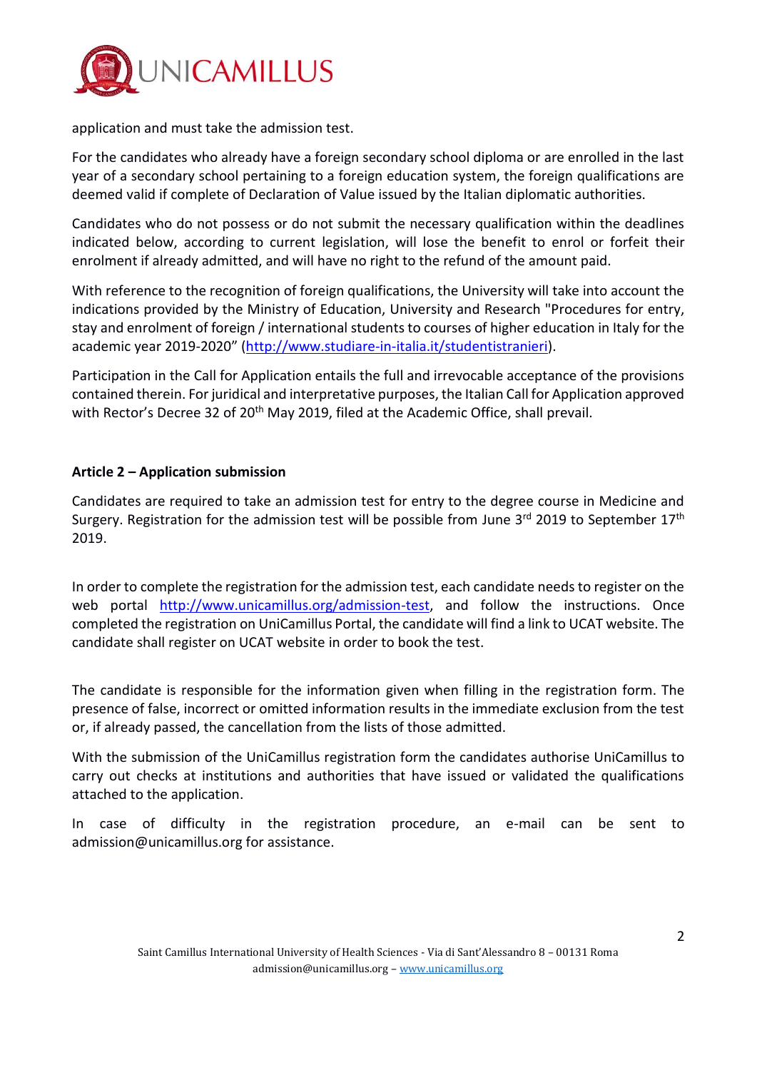application and must take the admission test.

For the candidates who already have a foreign secondary school diploma or are enrolled in the last year of a secondary school pertaining to a foreign education system, the foreign qualifications are deemed valid if complete of Declaration of Value issued by the Italian diplomatic authorities.

Candidates who do not possess or do not submit the necessary qualification within the deadlines indicated below, according to current legislation, will lose the benefit to enrol or forfeit their enrolment if already admitted, and will have no right to the refund of the amount paid.

With reference to the recognition of foreign qualifications, the University will take into account the indications provided by the Ministry of Education, University and Research "Procedures for entry, stay and enrolment of foreign / international students to courses of higher education in Italy for the academic year 2019-2020" ([http://www.studiare-in-italia.it/studentistranieri](http://www.studiare-in-italia.it/studentistranieri)).

Participation in the Call for Application entails the full and irrevocable acceptance of the provisions contained therein. For juridical and interpretative purposes, the Italian Call for Application approved with Rector's Decree 32 of 20th May 2019, filed at the Academic Office, shall prevail.

**Article 2 – Application submission**

Candidates are required to take an admission test for entry to the degree course in Medicine and Surgery. Registration for the admission test will be possible from June 3rd 2019 to September 17th 2019.

In order to complete the registration for the admission test, each candidate needs to register on the web portal [http://www.unicamillus.org/admission-test](http://www.unicamillus.org/admission-test), and follow the instructions. Once completed the registration on UniCamillus Portal, the candidate will find a link to UCAT website. The candidate shall register on UCAT website in order to book the test.

The candidate is responsible for the information given when filling in the registration form. The presence of false, incorrect or omitted information results in the immediate exclusion from the test or, if already passed, the cancellation from the lists of those admitted.

With the submission of the UniCamillus registration form the candidates authorise UniCamillus to carry out checks at institutions and authorities that have issued or validated the qualifications attached to the application.

In case of difficulty in the registration procedure, an e-mail can be sent to admission@unicamillus.org for assistance.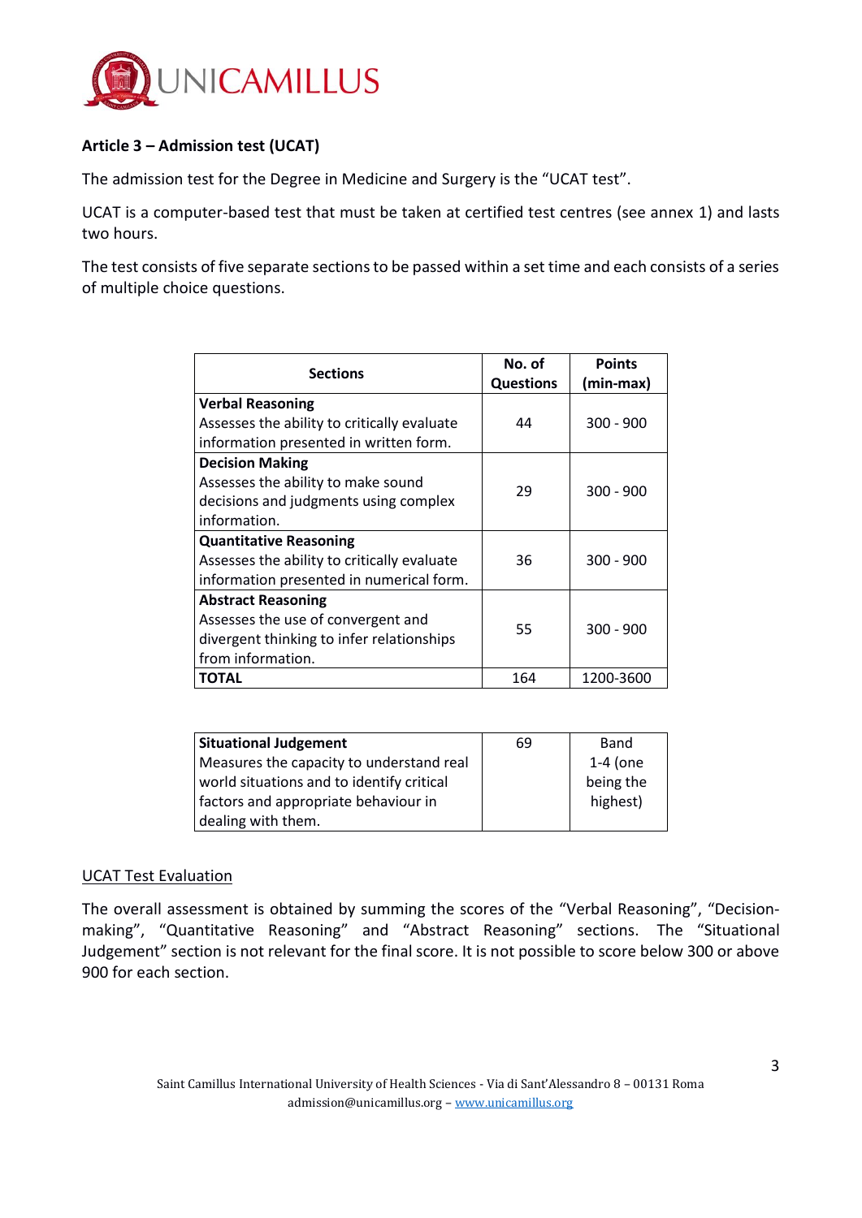**Article 3 – Admission test (UCAT)**

The admission test for the Degree in Medicine and Surgery is the "UCAT test".

UCAT is a computer-based test that must be taken at certified test centres (see annex 1) and lasts two hours.

The test consists of five separate sections to be passed within a set time and each consists of a series of multiple choice questions.

| Sections | No. of Questions | Points (min-max) |
|---|---|---|
| **Verbal Reasoning** Assesses the ability to critically evaluate information presented in written form. | 44 | 300 - 900 |
| **Decision Making** Assesses the ability to make sound decisions and judgments using complex information. | 29 | 300 - 900 |
| **Quantitative Reasoning** Assesses the ability to critically evaluate information presented in numerical form. | 36 | 300 - 900 |
| **Abstract Reasoning** Assesses the use of convergent and divergent thinking to infer relationships from information. | 55 | 300 - 900 |
| **TOTAL** | 164 | 1200-3600 |

| | | |
|---|---|---|
| **Situational Judgement** Measures the capacity to understand real world situations and to identify critical factors and appropriate behaviour in dealing with them. | 69 | Band 1-4 (one being the highest) |

<u>UCAT Test Evaluation</u>

The overall assessment is obtained by summing the scores of the "Verbal Reasoning", "Decision-making", "Quantitative Reasoning" and "Abstract Reasoning" sections. The "Situational Judgement" section is not relevant for the final score. It is not possible to score below 300 or above 900 for each section.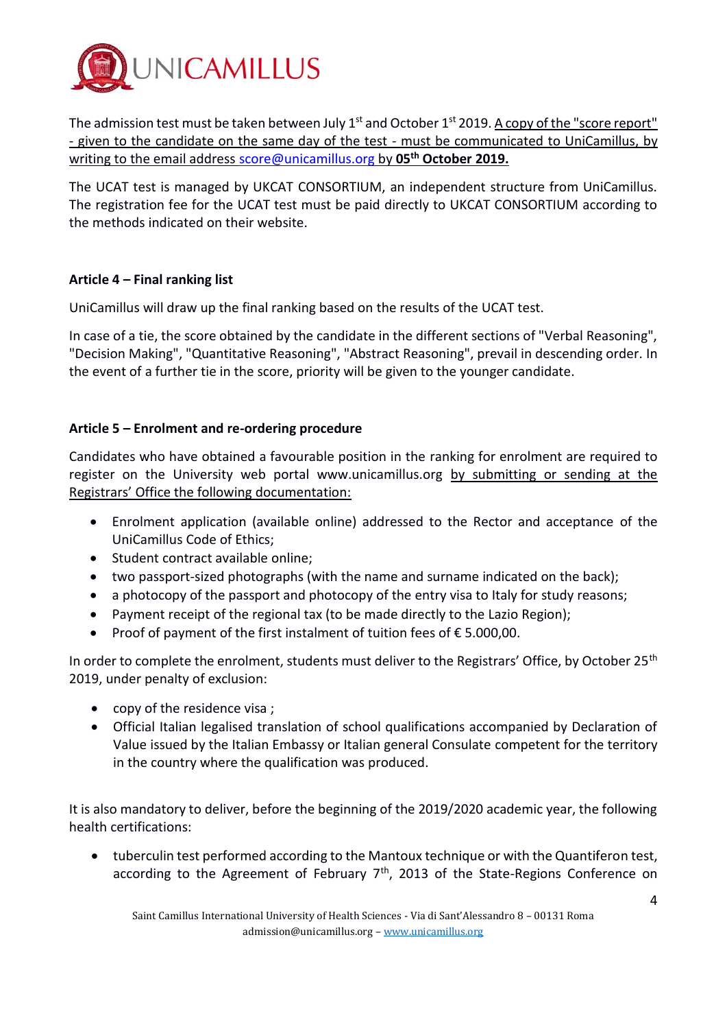The admission test must be taken between July 1st and October 1st 2019. A copy of the "score report" - given to the candidate on the same day of the test - must be communicated to UniCamillus, by writing to the email address score@unicamillus.org by **05th October 2019.**

The UCAT test is managed by UKCAT CONSORTIUM, an independent structure from UniCamillus. The registration fee for the UCAT test must be paid directly to UKCAT CONSORTIUM according to the methods indicated on their website.

## Article 4 – Final ranking list

UniCamillus will draw up the final ranking based on the results of the UCAT test.

In case of a tie, the score obtained by the candidate in the different sections of "Verbal Reasoning", "Decision Making", "Quantitative Reasoning", "Abstract Reasoning", prevail in descending order. In the event of a further tie in the score, priority will be given to the younger candidate.

## Article 5 – Enrolment and re-ordering procedure

Candidates who have obtained a favourable position in the ranking for enrolment are required to register on the University web portal www.unicamillus.org by submitting or sending at the Registrars' Office the following documentation:

- Enrolment application (available online) addressed to the Rector and acceptance of the UniCamillus Code of Ethics;
- Student contract available online;
- two passport-sized photographs (with the name and surname indicated on the back);
- a photocopy of the passport and photocopy of the entry visa to Italy for study reasons;
- Payment receipt of the regional tax (to be made directly to the Lazio Region);
- Proof of payment of the first instalment of tuition fees of € 5.000,00.

In order to complete the enrolment, students must deliver to the Registrars' Office, by October 25th 2019, under penalty of exclusion:

- copy of the residence visa ;
- Official Italian legalised translation of school qualifications accompanied by Declaration of Value issued by the Italian Embassy or Italian general Consulate competent for the territory in the country where the qualification was produced.

It is also mandatory to deliver, before the beginning of the 2019/2020 academic year, the following health certifications:

- tuberculin test performed according to the Mantoux technique or with the Quantiferon test, according to the Agreement of February 7th, 2013 of the State-Regions Conference on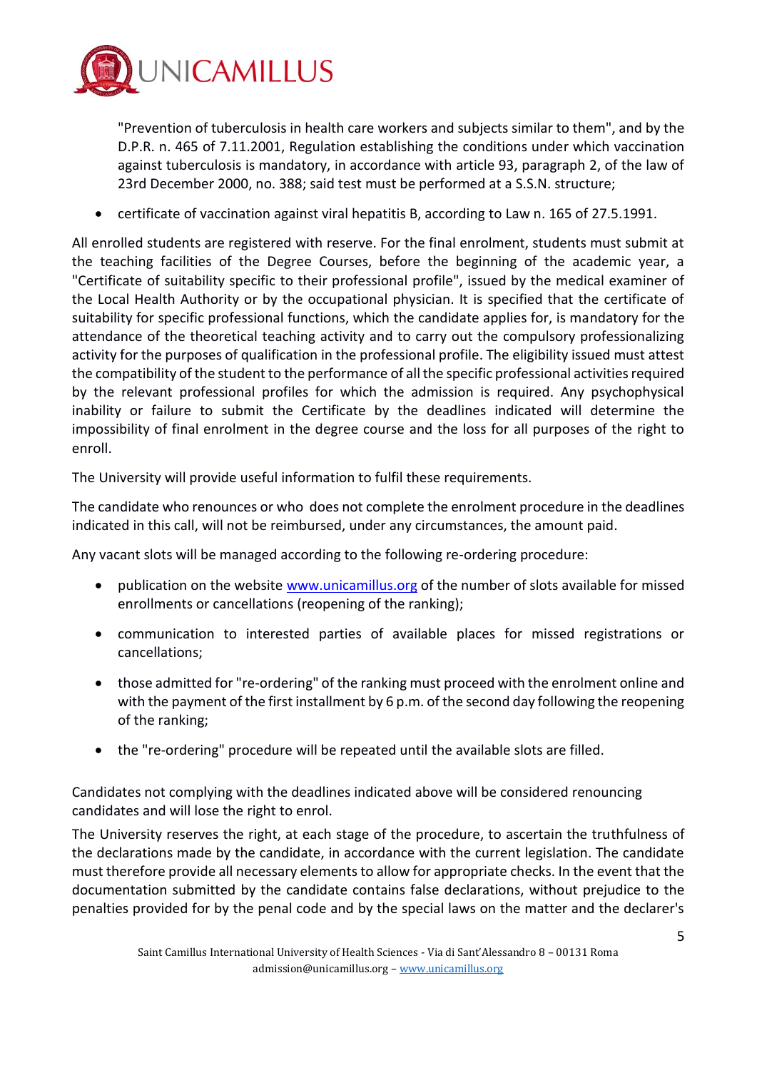"Prevention of tuberculosis in health care workers and subjects similar to them", and by the D.P.R. n. 465 of 7.11.2001, Regulation establishing the conditions under which vaccination against tuberculosis is mandatory, in accordance with article 93, paragraph 2, of the law of 23rd December 2000, no. 388; said test must be performed at a S.S.N. structure;

- certificate of vaccination against viral hepatitis B, according to Law n. 165 of 27.5.1991.

All enrolled students are registered with reserve. For the final enrolment, students must submit at the teaching facilities of the Degree Courses, before the beginning of the academic year, a "Certificate of suitability specific to their professional profile", issued by the medical examiner of the Local Health Authority or by the occupational physician. It is specified that the certificate of suitability for specific professional functions, which the candidate applies for, is mandatory for the attendance of the theoretical teaching activity and to carry out the compulsory professionalizing activity for the purposes of qualification in the professional profile. The eligibility issued must attest the compatibility of the student to the performance of all the specific professional activities required by the relevant professional profiles for which the admission is required. Any psychophysical inability or failure to submit the Certificate by the deadlines indicated will determine the impossibility of final enrolment in the degree course and the loss for all purposes of the right to enroll.

The University will provide useful information to fulfil these requirements.

The candidate who renounces or who does not complete the enrolment procedure in the deadlines indicated in this call, will not be reimbursed, under any circumstances, the amount paid.

Any vacant slots will be managed according to the following re-ordering procedure:

- publication on the website www.unicamillus.org of the number of slots available for missed enrollments or cancellations (reopening of the ranking);
- communication to interested parties of available places for missed registrations or cancellations;
- those admitted for "re-ordering" of the ranking must proceed with the enrolment online and with the payment of the first installment by 6 p.m. of the second day following the reopening of the ranking;
- the "re-ordering" procedure will be repeated until the available slots are filled.

Candidates not complying with the deadlines indicated above will be considered renouncing candidates and will lose the right to enrol.

The University reserves the right, at each stage of the procedure, to ascertain the truthfulness of the declarations made by the candidate, in accordance with the current legislation. The candidate must therefore provide all necessary elements to allow for appropriate checks. In the event that the documentation submitted by the candidate contains false declarations, without prejudice to the penalties provided for by the penal code and by the special laws on the matter and the declarer's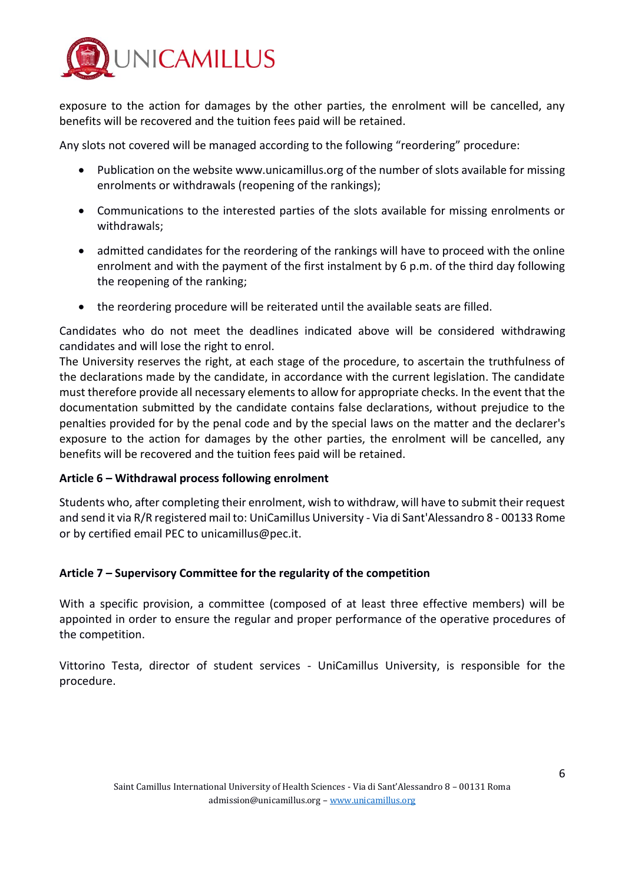exposure to the action for damages by the other parties, the enrolment will be cancelled, any benefits will be recovered and the tuition fees paid will be retained.

Any slots not covered will be managed according to the following “reordering” procedure:

- Publication on the website www.unicamillus.org of the number of slots available for missing enrolments or withdrawals (reopening of the rankings);
- Communications to the interested parties of the slots available for missing enrolments or withdrawals;
- admitted candidates for the reordering of the rankings will have to proceed with the online enrolment and with the payment of the first instalment by 6 p.m. of the third day following the reopening of the ranking;
- the reordering procedure will be reiterated until the available seats are filled.

Candidates who do not meet the deadlines indicated above will be considered withdrawing candidates and will lose the right to enrol.
The University reserves the right, at each stage of the procedure, to ascertain the truthfulness of the declarations made by the candidate, in accordance with the current legislation. The candidate must therefore provide all necessary elements to allow for appropriate checks. In the event that the documentation submitted by the candidate contains false declarations, without prejudice to the penalties provided for by the penal code and by the special laws on the matter and the declarer's exposure to the action for damages by the other parties, the enrolment will be cancelled, any benefits will be recovered and the tuition fees paid will be retained.

**Article 6 – Withdrawal process following enrolment**

Students who, after completing their enrolment, wish to withdraw, will have to submit their request and send it via R/R registered mail to: UniCamillus University - Via di Sant'Alessandro 8 - 00133 Rome or by certified email PEC to unicamillus@pec.it.

**Article 7 – Supervisory Committee for the regularity of the competition**

With a specific provision, a committee (composed of at least three effective members) will be appointed in order to ensure the regular and proper performance of the operative procedures of the competition.

Vittorino Testa, director of student services - UniCamillus University, is responsible for the procedure.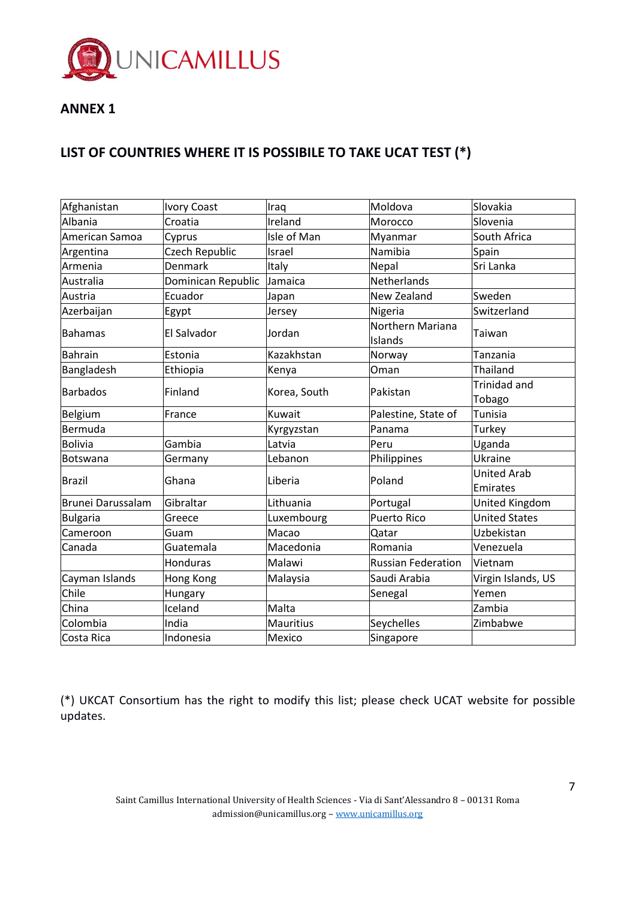## ANNEX 1

## LIST OF COUNTRIES WHERE IT IS POSSIBILE TO TAKE UCAT TEST (*)

| | | | | |
|---|---|---|---|---|
| Afghanistan | Ivory Coast | Iraq | Moldova | Slovakia |
| Albania | Croatia | Ireland | Morocco | Slovenia |
| American Samoa | Cyprus | Isle of Man | Myanmar | South Africa |
| Argentina | Czech Republic | Israel | Namibia | Spain |
| Armenia | Denmark | Italy | Nepal | Sri Lanka |
| Australia | Dominican Republic | Jamaica | Netherlands | |
| Austria | Ecuador | Japan | New Zealand | Sweden |
| Azerbaijan | Egypt | Jersey | Nigeria | Switzerland |
| Bahamas | El Salvador | Jordan | Northern Mariana Islands | Taiwan |
| Bahrain | Estonia | Kazakhstan | Norway | Tanzania |
| Bangladesh | Ethiopia | Kenya | Oman | Thailand |
| Barbados | Finland | Korea, South | Pakistan | Trinidad and Tobago |
| Belgium | France | Kuwait | Palestine, State of | Tunisia |
| Bermuda | | Kyrgyzstan | Panama | Turkey |
| Bolivia | Gambia | Latvia | Peru | Uganda |
| Botswana | Germany | Lebanon | Philippines | Ukraine |
| Brazil | Ghana | Liberia | Poland | United Arab Emirates |
| Brunei Darussalam | Gibraltar | Lithuania | Portugal | United Kingdom |
| Bulgaria | Greece | Luxembourg | Puerto Rico | United States |
| Cameroon | Guam | Macao | Qatar | Uzbekistan |
| Canada | Guatemala | Macedonia | Romania | Venezuela |
| | Honduras | Malawi | Russian Federation | Vietnam |
| Cayman Islands | Hong Kong | Malaysia | Saudi Arabia | Virgin Islands, US |
| Chile | Hungary | | Senegal | Yemen |
| China | Iceland | Malta | | Zambia |
| Colombia | India | Mauritius | Seychelles | Zimbabwe |
| Costa Rica | Indonesia | Mexico | Singapore | |

(*) UKCAT Consortium has the right to modify this list; please check UCAT website for possible updates.

Saint Camillus International University of Health Sciences - Via di Sant'Alessandro 8 – 00131 Roma
admission@unicamillus.org – www.unicamillus.org